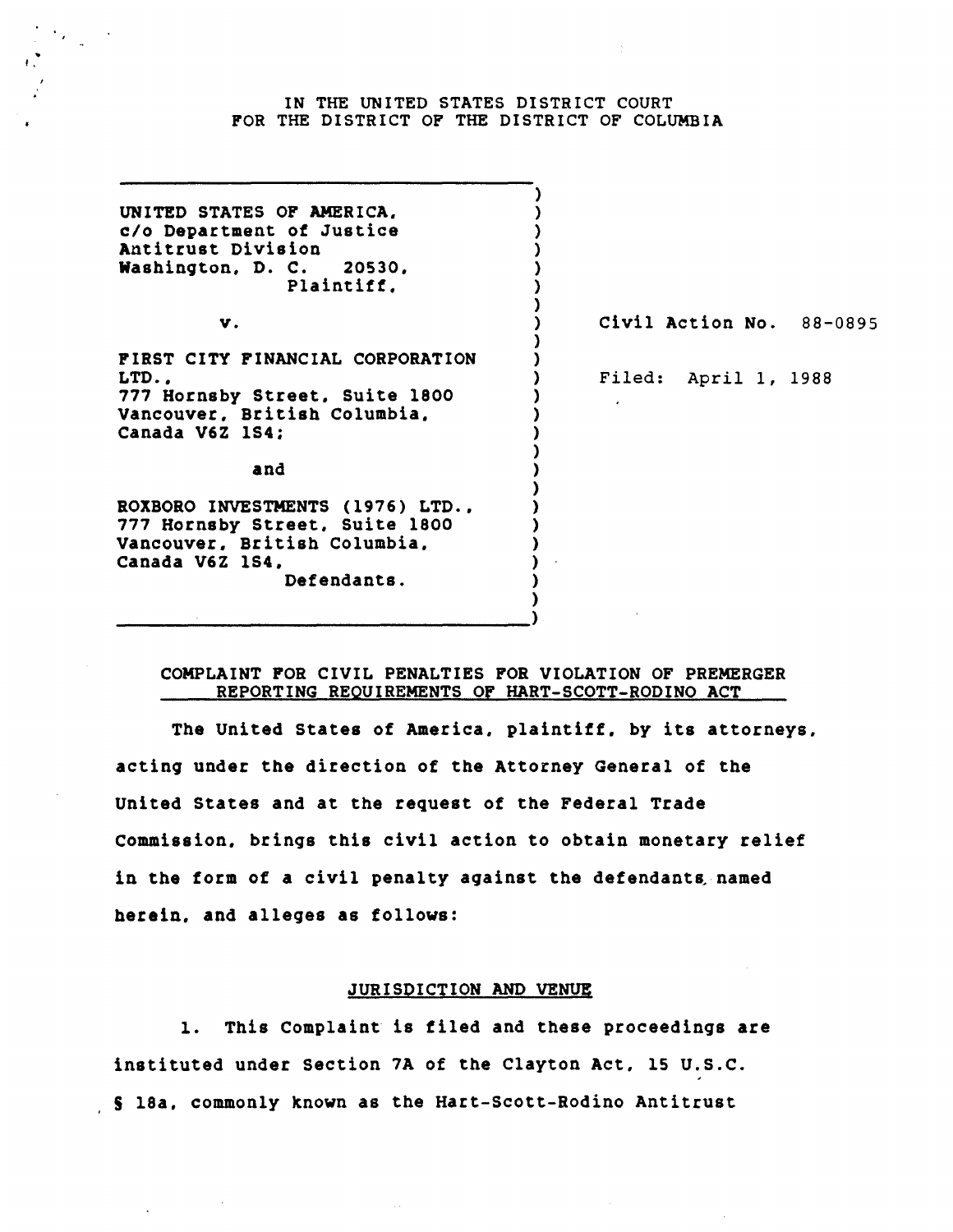IN THE UNITED STATES DISTRICT COURT
FOR THE DISTRICT OF THE DISTRICT OF COLUMBIA

UNITED STATES OF AMERICA,
c/o Department of Justice
Antitrust Division
Washington, D. C. 20530,
Plaintiff,

v.

FIRST CITY FINANCIAL CORPORATION LTD.,
777 Hornsby Street, Suite 1800
Vancouver, British Columbia,
Canada V6Z 1S4;

and

ROXBORO INVESTMENTS (1976) LTD.,
777 Hornsby Street, Suite 1800
Vancouver, British Columbia,
Canada V6Z 1S4,
Defendants.

Civil Action No. 88-0895

Filed: April 1, 1988

## COMPLAINT FOR CIVIL PENALTIES FOR VIOLATION OF PREMERGER REPORTING REQUIREMENTS OF HART-SCOTT-RODINO ACT

The United States of America, plaintiff, by its attorneys, acting under the direction of the Attorney General of the United States and at the request of the Federal Trade Commission, brings this civil action to obtain monetary relief in the form of a civil penalty against the defendants named herein, and alleges as follows:

### JURISDICTION AND VENUE

1. This Complaint is filed and these proceedings are instituted under Section 7A of the Clayton Act, 15 U.S.C. § 18a, commonly known as the Hart-Scott-Rodino Antitrust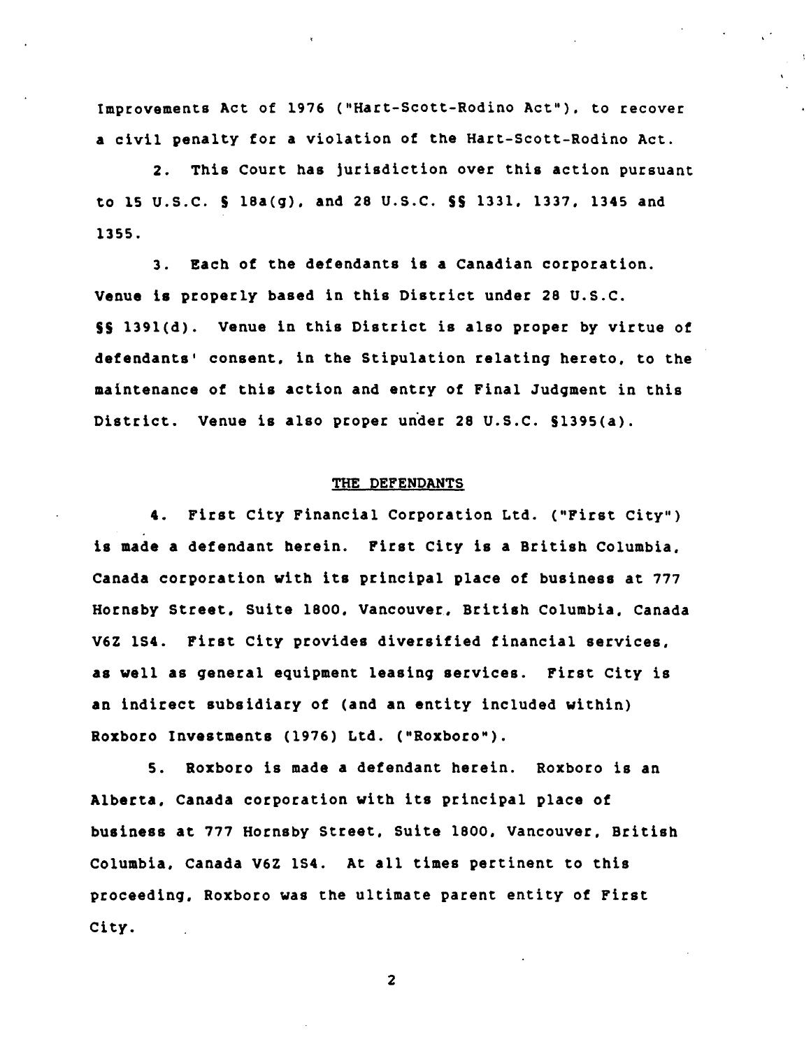Improvements Act of 1976 ("Hart-Scott-Rodino Act"), to recover a civil penalty for a violation of the Hart-Scott-Rodino Act.

2. This Court has jurisdiction over this action pursuant to 15 U.S.C. § 18a(g), and 28 U.S.C. §§ 1331, 1337, 1345 and 1355.

3. Each of the defendants is a Canadian corporation. Venue is properly based in this District under 28 U.S.C. §§ 1391(d). Venue in this District is also proper by virtue of defendants' consent, in the Stipulation relating hereto, to the maintenance of this action and entry of Final Judgment in this District. Venue is also proper under 28 U.S.C. §1395(a).

## THE DEFENDANTS

4. First City Financial Corporation Ltd. ("First City") is made a defendant herein. First City is a British Columbia, Canada corporation with its principal place of business at 777 Hornsby Street, Suite 1800, Vancouver, British Columbia, Canada V6Z 1S4. First City provides diversified financial services, as well as general equipment leasing services. First City is an indirect subsidiary of (and an entity included within) Roxboro Investments (1976) Ltd. ("Roxboro").

5. Roxboro is made a defendant herein. Roxboro is an Alberta, Canada corporation with its principal place of business at 777 Hornsby Street, Suite 1800, Vancouver, British Columbia, Canada V6Z 1S4. At all times pertinent to this proceeding, Roxboro was the ultimate parent entity of First City.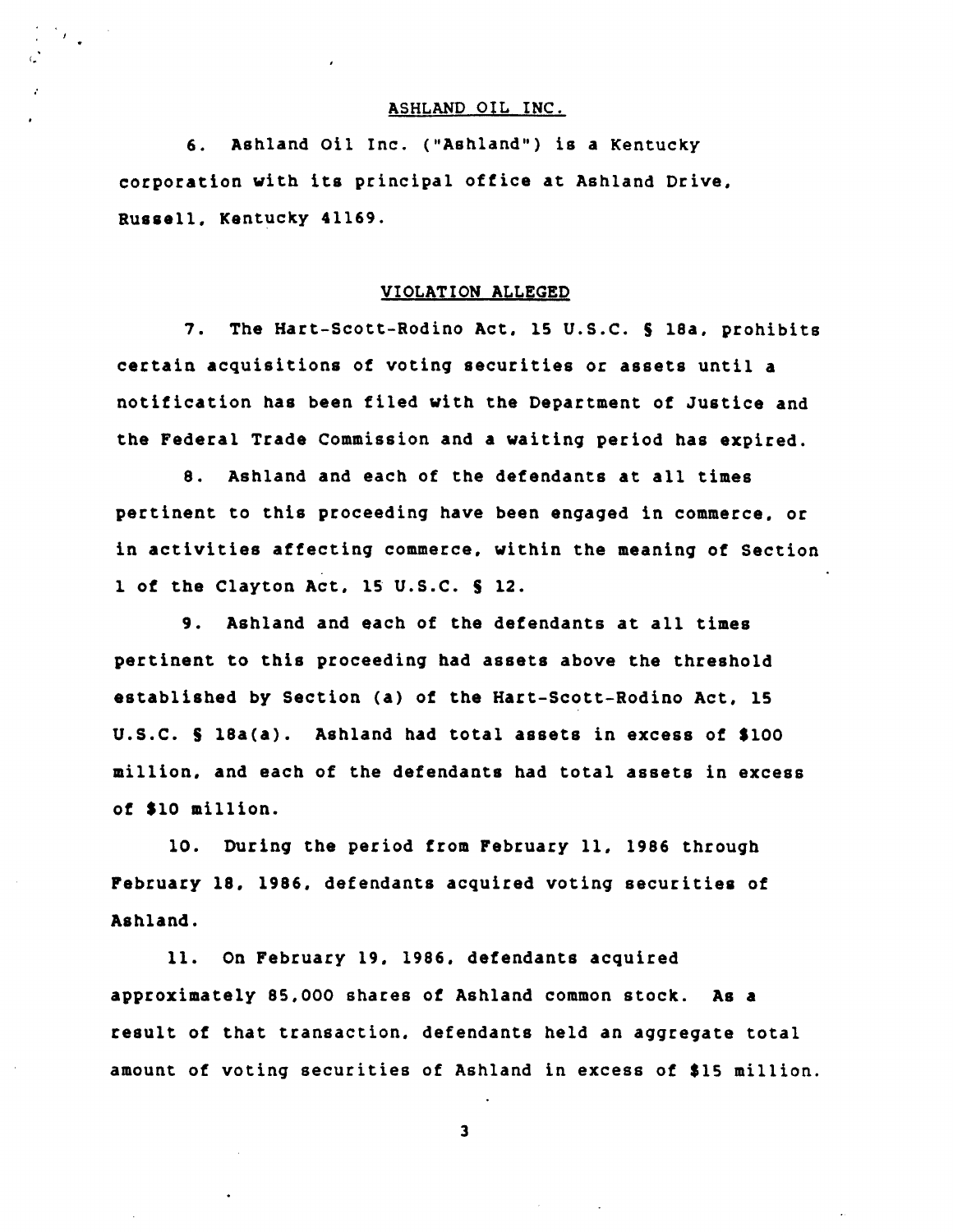## ASHLAND OIL INC.

6. Ashland Oil Inc. ("Ashland") is a Kentucky corporation with its principal office at Ashland Drive, Russell, Kentucky 41169.

## VIOLATION ALLEGED

7. The Hart-Scott-Rodino Act, 15 U.S.C. § 18a, prohibits certain acquisitions of voting securities or assets until a notification has been filed with the Department of Justice and the Federal Trade Commission and a waiting period has expired.

8. Ashland and each of the defendants at all times pertinent to this proceeding have been engaged in commerce, or in activities affecting commerce, within the meaning of Section 1 of the Clayton Act, 15 U.S.C. § 12.

9. Ashland and each of the defendants at all times pertinent to this proceeding had assets above the threshold established by Section (a) of the Hart-Scott-Rodino Act, 15 U.S.C. § 18a(a). Ashland had total assets in excess of $100 million, and each of the defendants had total assets in excess of $10 million.

10. During the period from February 11, 1986 through February 18, 1986, defendants acquired voting securities of Ashland.

11. On February 19, 1986, defendants acquired approximately 85,000 shares of Ashland common stock. As a result of that transaction, defendants held an aggregate total amount of voting securities of Ashland in excess of $15 million.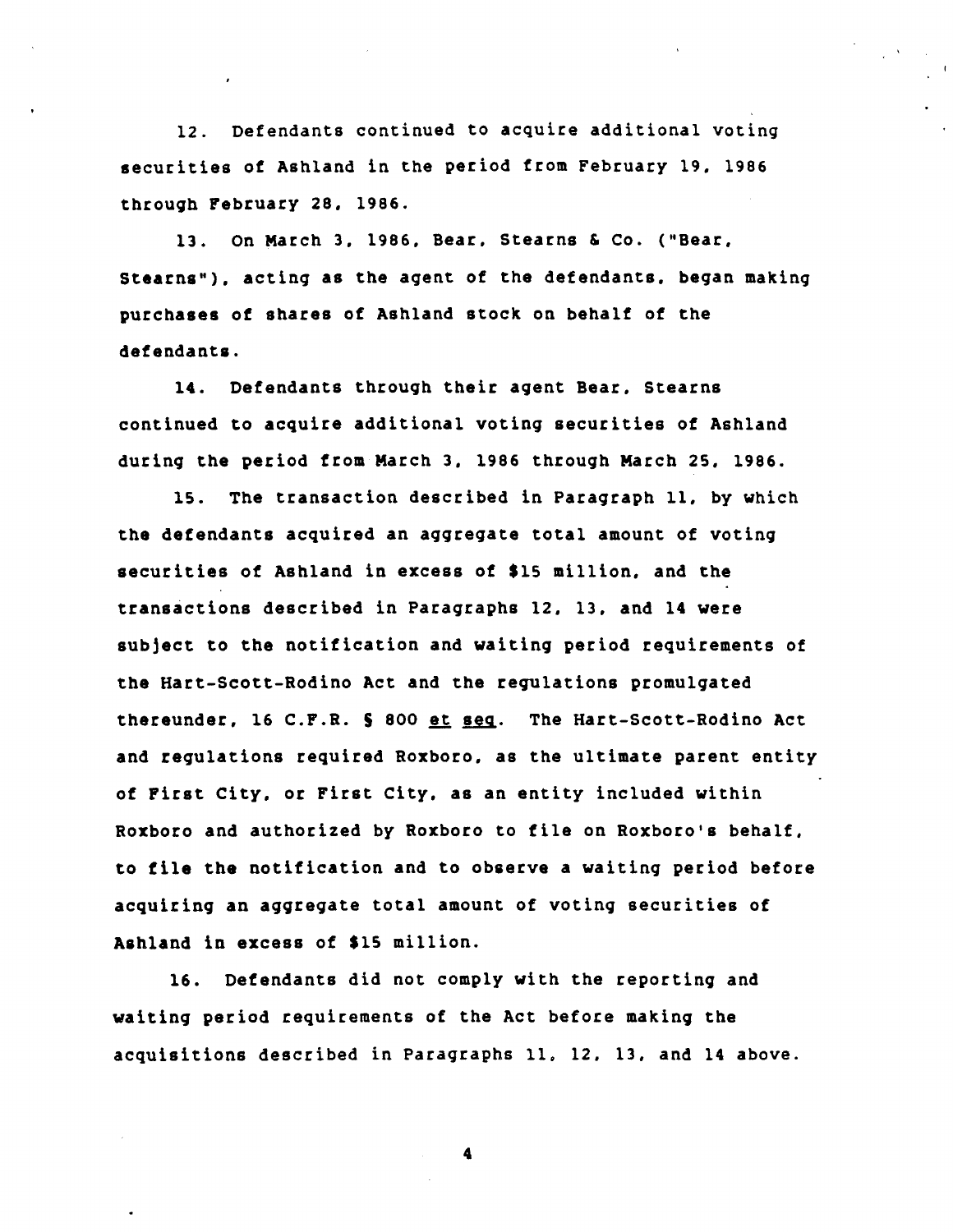12. Defendants continued to acquire additional voting securities of Ashland in the period from February 19, 1986 through February 28, 1986.

13. On March 3, 1986, Bear, Stearns & Co. ("Bear, Stearns"), acting as the agent of the defendants, began making purchases of shares of Ashland stock on behalf of the defendants.

14. Defendants through their agent Bear, Stearns continued to acquire additional voting securities of Ashland during the period from March 3, 1986 through March 25, 1986.

15. The transaction described in Paragraph 11, by which the defendants acquired an aggregate total amount of voting securities of Ashland in excess of $15 million, and the transactions described in Paragraphs 12, 13, and 14 were subject to the notification and waiting period requirements of the Hart-Scott-Rodino Act and the regulations promulgated thereunder, 16 C.F.R. § 800 et seq. The Hart-Scott-Rodino Act and regulations required Roxboro, as the ultimate parent entity of First City, or First City, as an entity included within Roxboro and authorized by Roxboro to file on Roxboro's behalf, to file the notification and to observe a waiting period before acquiring an aggregate total amount of voting securities of Ashland in excess of $15 million.

16. Defendants did not comply with the reporting and waiting period requirements of the Act before making the acquisitions described in Paragraphs 11, 12, 13, and 14 above.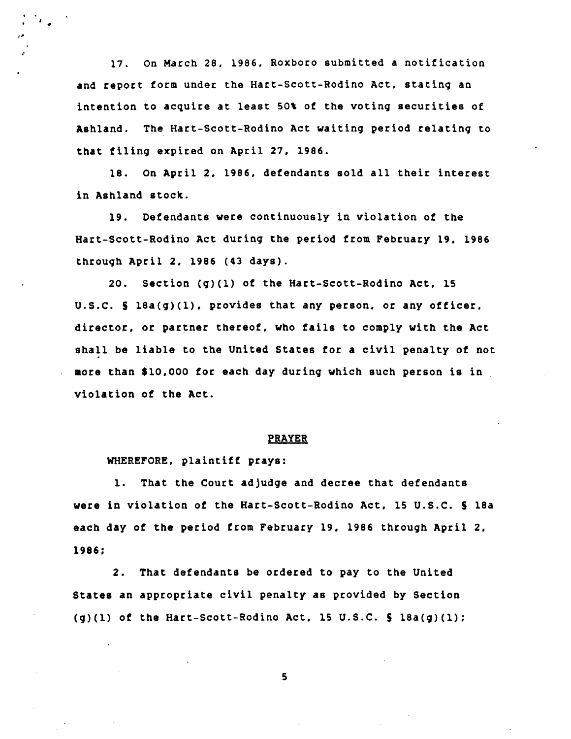17. On March 28, 1986, Roxboro submitted a notification and report form under the Hart-Scott-Rodino Act, stating an intention to acquire at least 50% of the voting securities of Ashland. The Hart-Scott-Rodino Act waiting period relating to that filing expired on April 27, 1986.

18. On April 2, 1986, defendants sold all their interest in Ashland stock.

19. Defendants were continuously in violation of the Hart-Scott-Rodino Act during the period from February 19, 1986 through April 2, 1986 (43 days).

20. Section (g)(1) of the Hart-Scott-Rodino Act, 15 U.S.C. § 18a(g)(1), provides that any person, or any officer, director, or partner thereof, who fails to comply with the Act shall be liable to the United States for a civil penalty of not more than $10,000 for each day during which such person is in violation of the Act.

## PRAYER

WHEREFORE, plaintiff prays:

1. That the Court adjudge and decree that defendants were in violation of the Hart-Scott-Rodino Act, 15 U.S.C. § 18a each day of the period from February 19, 1986 through April 2, 1986;

2. That defendants be ordered to pay to the United States an appropriate civil penalty as provided by Section (g)(1) of the Hart-Scott-Rodino Act, 15 U.S.C. § 18a(g)(1);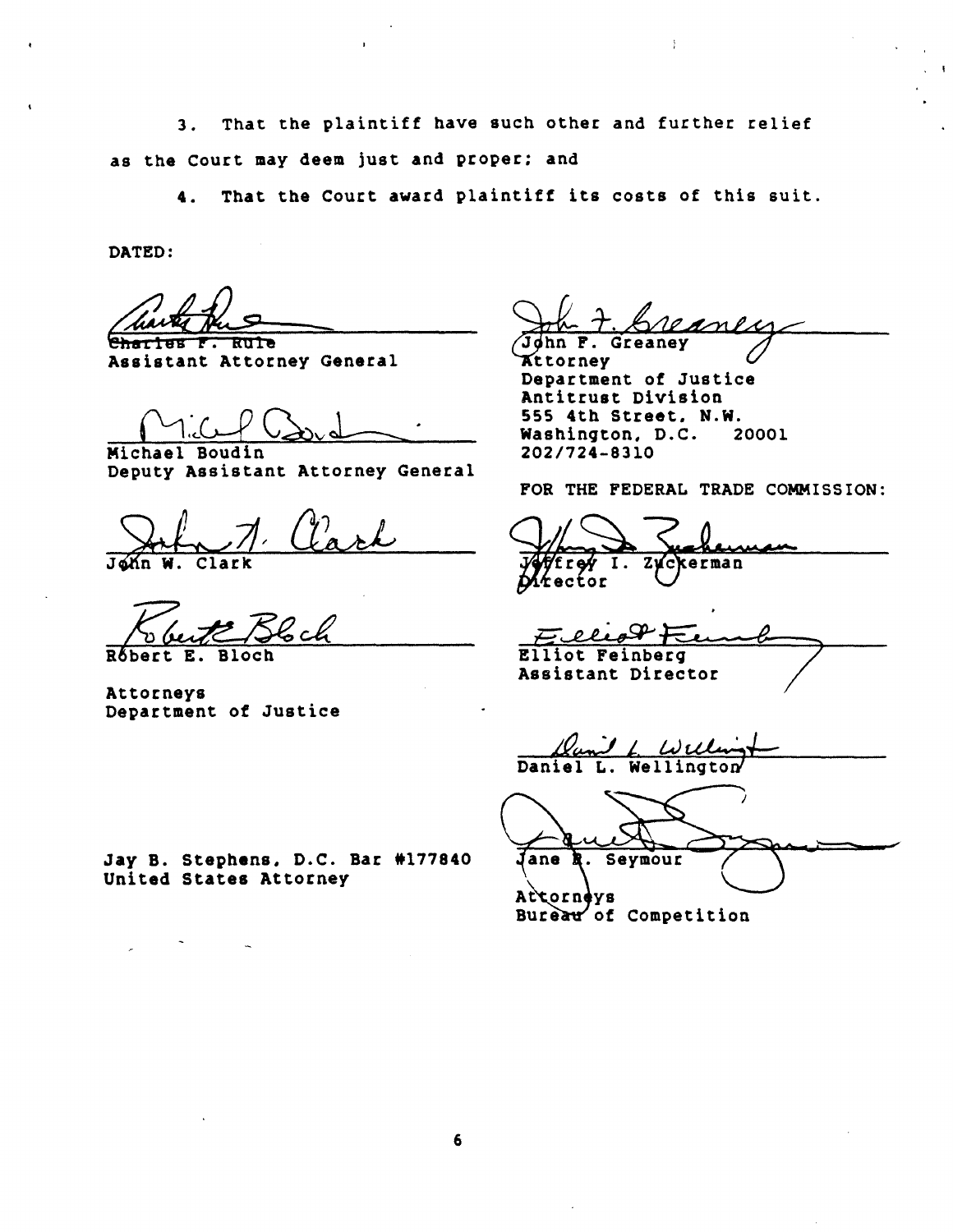3. That the plaintiff have such other and further relief as the Court may deem just and proper; and

4. That the Court award plaintiff its costs of this suit.

DATED:

Charles F. Rule
Assistant Attorney General

Michael Boudin
Deputy Assistant Attorney General

John W. Clark

Robert E. Bloch

Attorneys
Department of Justice

Jay B. Stephens, D.C. Bar #177840
United States Attorney

John F. Greaney
Attorney
Department of Justice
Antitrust Division
555 4th Street, N.W.
Washington, D.C. 20001
202/724-8310

FOR THE FEDERAL TRADE COMMISSION:

Jeffrey I. Zuckerman
Director

Elliot Feinberg
Assistant Director

Daniel L. Wellington

Jane R. Seymour

Attorneys
Bureau of Competition